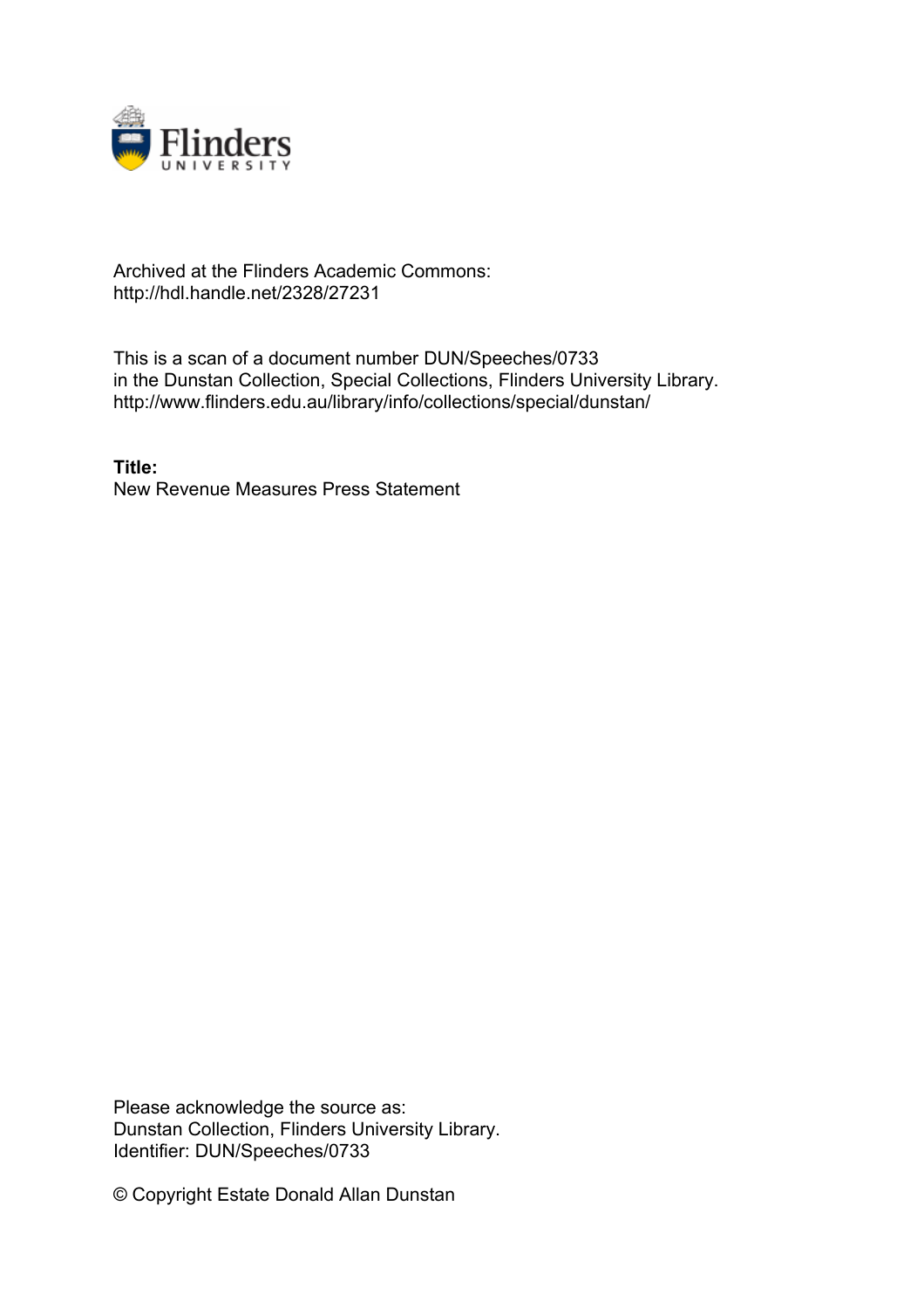Archived at the Flinders Academic Commons:
http://hdl.handle.net/2328/27231

This is a scan of a document number DUN/Speeches/0733
in the Dunstan Collection, Special Collections, Flinders University Library.
http://www.flinders.edu.au/library/info/collections/special/dunstan/

**Title:**
New Revenue Measures Press Statement

Please acknowledge the source as:
Dunstan Collection, Flinders University Library.
Identifier: DUN/Speeches/0733

© Copyright Estate Donald Allan Dunstan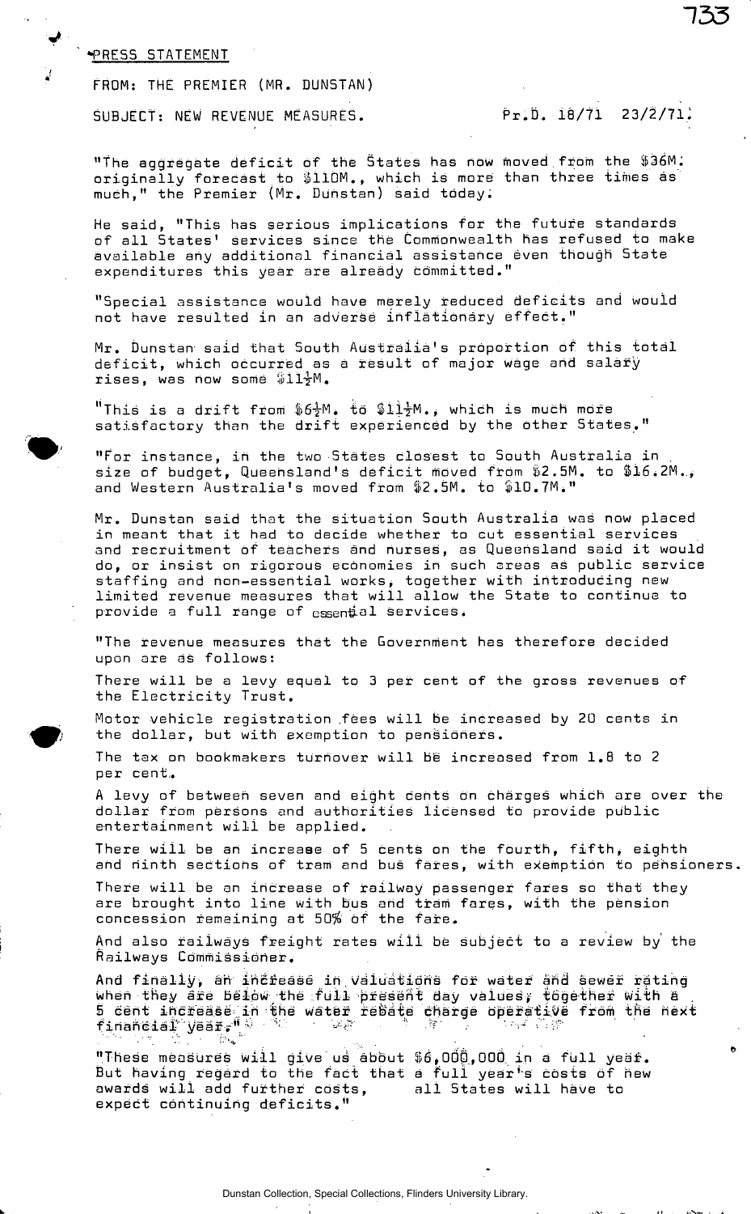PRESS STATEMENT

FROM: THE PREMIER (MR. DUNSTAN)

SUBJECT: NEW REVENUE MEASURES. Pr.D. 18/71 23/2/71.

"The aggregate deficit of the States has now moved from the $36M. originally forecast to $110M., which is more than three times as much," the Premier (Mr. Dunstan) said today.

He said, "This has serious implications for the future standards of all States' services since the Commonwealth has refused to make available any additional financial assistance even though State expenditures this year are already committed."

"Special assistance would have merely reduced deficits and would not have resulted in an adverse inflationary effect."

Mr. Dunstan said that South Australia's proportion of this total deficit, which occurred as a result of major wage and salary rises, was now some $11½M.

"This is a drift from $6½M. to $11½M., which is much more satisfactory than the drift experienced by the other States."

"For instance, in the two States closest to South Australia in size of budget, Queensland's deficit moved from $2.5M. to $16.2M., and Western Australia's moved from $2.5M. to $10.7M."

Mr. Dunstan said that the situation South Australia was now placed in meant that it had to decide whether to cut essential services and recruitment of teachers and nurses, as Queensland said it would do, or insist on rigorous economies in such areas as public service staffing and non-essential works, together with introducing new limited revenue measures that will allow the State to continue to provide a full range of essential services.

"The revenue measures that the Government has therefore decided upon are as follows:

There will be a levy equal to 3 per cent of the gross revenues of the Electricity Trust.

Motor vehicle registration fees will be increased by 20 cents in the dollar, but with exemption to pensioners.

The tax on bookmakers turnover will be increased from 1.8 to 2 per cent.

A levy of between seven and eight cents on charges which are over the dollar from persons and authorities licensed to provide public entertainment will be applied.

There will be an increase of 5 cents on the fourth, fifth, eighth and ninth sections of tram and bus fares, with exemption to pensioners.

There will be an increase of railway passenger fares so that they are brought into line with bus and tram fares, with the pension concession remaining at 50% of the fare.

And also railways freight rates will be subject to a review by the Railways Commissioner.

And finally, an increase in valuations for water and sewer rating when they are below the full present day values, together with a 5 cent increase in the water rebate charge operative from the next financial year."

"These measures will give us about $6,000,000 in a full year. But having regard to the fact that a full year's costs of new awards will add further costs, all States will have to expect continuing deficits."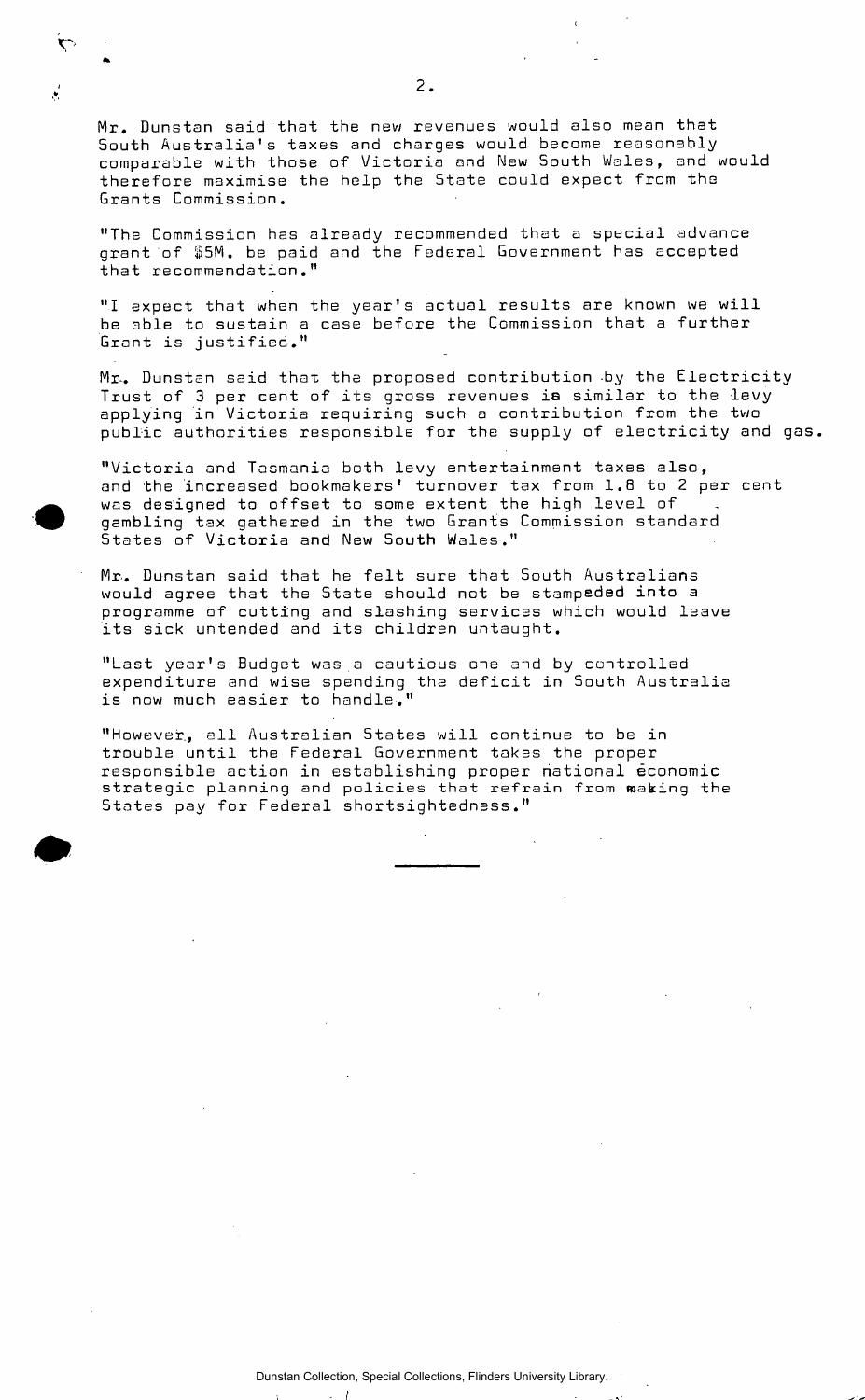Mr. Dunstan said that the new revenues would also mean that South Australia's taxes and charges would become reasonably comparable with those of Victoria and New South Wales, and would therefore maximise the help the State could expect from the Grants Commission.

"The Commission has already recommended that a special advance grant of $5M. be paid and the Federal Government has accepted that recommendation."

"I expect that when the year's actual results are known we will be able to sustain a case before the Commission that a further Grant is justified."

Mr. Dunstan said that the proposed contribution by the Electricity Trust of 3 per cent of its gross revenues is similar to the levy applying in Victoria requiring such a contribution from the two public authorities responsible for the supply of electricity and gas.

"Victoria and Tasmania both levy entertainment taxes also, and the increased bookmakers' turnover tax from 1.8 to 2 per cent was designed to offset to some extent the high level of gambling tax gathered in the two Grants Commission standard States of Victoria and New South Wales."

Mr. Dunstan said that he felt sure that South Australians would agree that the State should not be stampeded into a programme of cutting and slashing services which would leave its sick untended and its children untaught.

"Last year's Budget was a cautious one and by controlled expenditure and wise spending the deficit in South Australia is now much easier to handle."

"However, all Australian States will continue to be in trouble until the Federal Government takes the proper responsible action in establishing proper national economic strategic planning and policies that refrain from making the States pay for Federal shortsightedness."

Dunstan Collection, Special Collections, Flinders University Library.